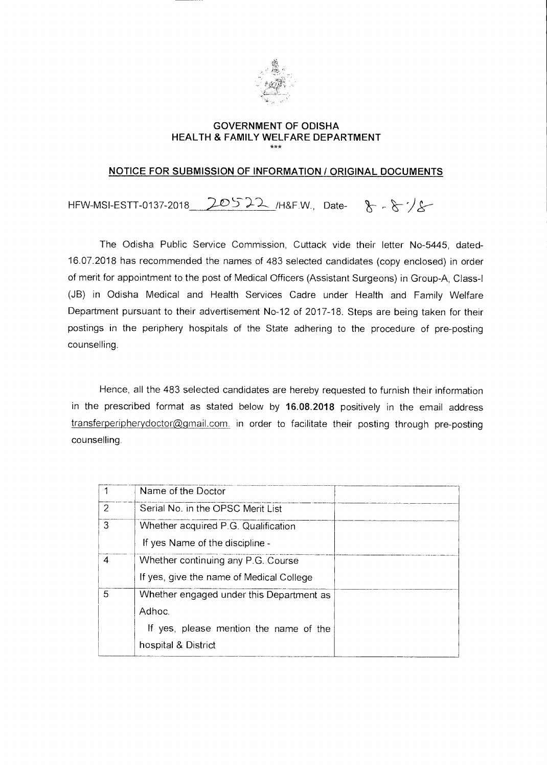# GOVERNMENT OF ODISHA
## HEALTH & FAMILY WELFARE DEPARTMENT

\*\*\*

### NOTICE FOR SUBMISSION OF INFORMATION / ORIGINAL DOCUMENTS

HFW-MSI-ESTT-0137-2018 20522 /H&F.W., Date- 8-8-18

The Odisha Public Service Commission, Cuttack vide their letter No-5445, dated-16.07.2018 has recommended the names of 483 selected candidates (copy enclosed) in order of merit for appointment to the post of Medical Officers (Assistant Surgeons) in Group-A, Class-I (JB) in Odisha Medical and Health Services Cadre under Health and Family Welfare Department pursuant to their advertisement No-12 of 2017-18. Steps are being taken for their postings in the periphery hospitals of the State adhering to the procedure of pre-posting counselling.

Hence, all the 483 selected candidates are hereby requested to furnish their information in the prescribed format as stated below by **16.08.2018** positively in the email address transferperipherydoctor@gmail.com. in order to facilitate their posting through pre-posting counselling.

| | | |
|---|---|---|
| 1 | Name of the Doctor | |
| 2 | Serial No. in the OPSC Merit List | |
| 3 | Whether acquired P.G. Qualification<br>If yes Name of the discipline - | |
| 4 | Whether continuing any P.G. Course<br>If yes, give the name of Medical College | |
| 5 | Whether engaged under this Department as Adhoc.<br>If yes, please mention the name of the hospital & District | |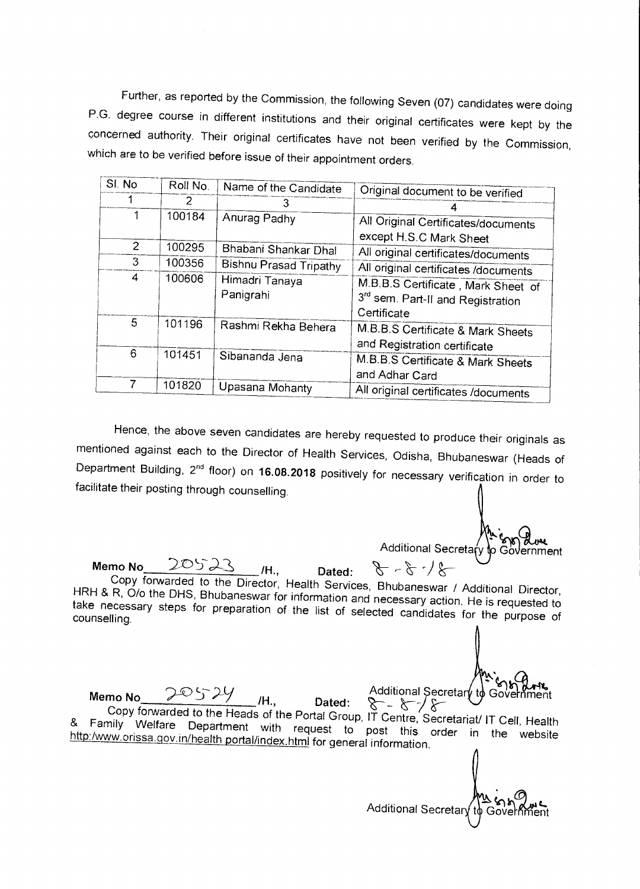Further, as reported by the Commission, the following Seven (07) candidates were doing P.G. degree course in different institutions and their original certificates were kept by the concerned authority. Their original certificates have not been verified by the Commission, which are to be verified before issue of their appointment orders.

| Sl. No | Roll No. | Name of the Candidate | Original document to be verified |
|---|---|---|---|
| 1 | 2 | 3 | 4 |
| 1 | 100184 | Anurag Padhy | All Original Certificates/documents except H.S.C Mark Sheet |
| 2 | 100295 | Bhabani Shankar Dhal | All original certificates/documents |
| 3 | 100356 | Bishnu Prasad Tripathy | All original certificates /documents |
| 4 | 100606 | Himadri Tanaya Panigrahi | M.B.B.S Certificate , Mark Sheet of 3rd sem. Part-II and Registration Certificate |
| 5 | 101196 | Rashmi Rekha Behera | M.B.B.S Certificate & Mark Sheets and Registration certificate |
| 6 | 101451 | Sibananda Jena | M.B.B.S Certificate & Mark Sheets and Adhar Card |
| 7 | 101820 | Upasana Mohanty | All original certificates /documents |

Hence, the above seven candidates are hereby requested to produce their originals as mentioned against each to the Director of Health Services, Odisha, Bhubaneswar (Heads of Department Building, 2nd floor) on **16.08.2018** positively for necessary verification in order to facilitate their posting through counselling.

Additional Secretary to Government

**Memo No** 20523 /H., **Dated:** 8-8-18

Copy forwarded to the Director, Health Services, Bhubaneswar / Additional Director, HRH & R, O/o the DHS, Bhubaneswar for information and necessary action. He is requested to take necessary steps for preparation of the list of selected candidates for the purpose of counselling.

Additional Secretary to Government

**Memo No** 20524 /H., **Dated:** 8-8-18

Copy forwarded to the Heads of the Portal Group, IT Centre, Secretariat/ IT Cell, Health & Family Welfare Department with request to post this order in the website http:/www.orissa.gov.in/health portal/index.html for general information.

Additional Secretary to Government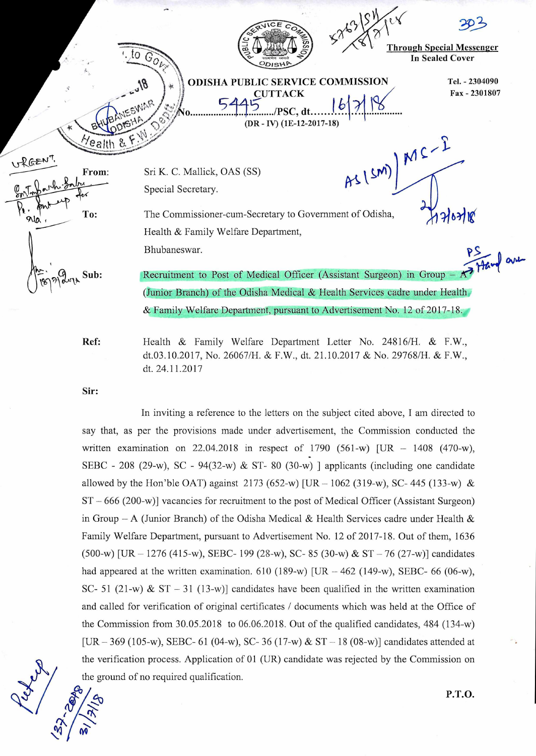Through Special Messenger
In Sealed Cover

**ODISHA PUBLIC SERVICE COMMISSION**
**CUTTACK**

Tel. - 2304090
Fax - 2301807

No. 5445/PSC, dt. 16/7/18
(DR - IV) (1E-12-2017-18)

From: Sri K. C. Mallick, OAS (SS)
Special Secretary.

To: The Commissioner-cum-Secretary to Government of Odisha,
Health & Family Welfare Department,
Bhubaneswar.

Sub: Recruitment to Post of Medical Officer (Assistant Surgeon) in Group – A (Junior Branch) of the Odisha Medical & Health Services cadre under Health & Family Welfare Department, pursuant to Advertisement No. 12 of 2017-18.

Ref: Health & Family Welfare Department Letter No. 24816/H. & F.W., dt.03.10.2017, No. 26067/H. & F.W., dt. 21.10.2017 & No. 29768/H. & F.W., dt. 24.11.2017

Sir:

In inviting a reference to the letters on the subject cited above, I am directed to say that, as per the provisions made under advertisement, the Commission conducted the written examination on 22.04.2018 in respect of 1790 (561-w) [UR – 1408 (470-w), SEBC - 208 (29-w), SC - 94(32-w) & ST- 80 (30-w) ] applicants (including one candidate allowed by the Hon'ble OAT) against 2173 (652-w) [UR – 1062 (319-w), SC- 445 (133-w) & ST – 666 (200-w)] vacancies for recruitment to the post of Medical Officer (Assistant Surgeon) in Group – A (Junior Branch) of the Odisha Medical & Health Services cadre under Health & Family Welfare Department, pursuant to Advertisement No. 12 of 2017-18. Out of them, 1636 (500-w) [UR – 1276 (415-w), SEBC- 199 (28-w), SC- 85 (30-w) & ST – 76 (27-w)] candidates had appeared at the written examination. 610 (189-w) [UR – 462 (149-w), SEBC- 66 (06-w), SC- 51 (21-w) & ST – 31 (13-w)] candidates have been qualified in the written examination and called for verification of original certificates / documents which was held at the Office of the Commission from 30.05.2018 to 06.06.2018. Out of the qualified candidates, 484 (134-w) [UR – 369 (105-w), SEBC- 61 (04-w), SC- 36 (17-w) & ST – 18 (08-w)] candidates attended at the verification process. Application of 01 (UR) candidate was rejected by the Commission on the ground of no required qualification.

P.T.O.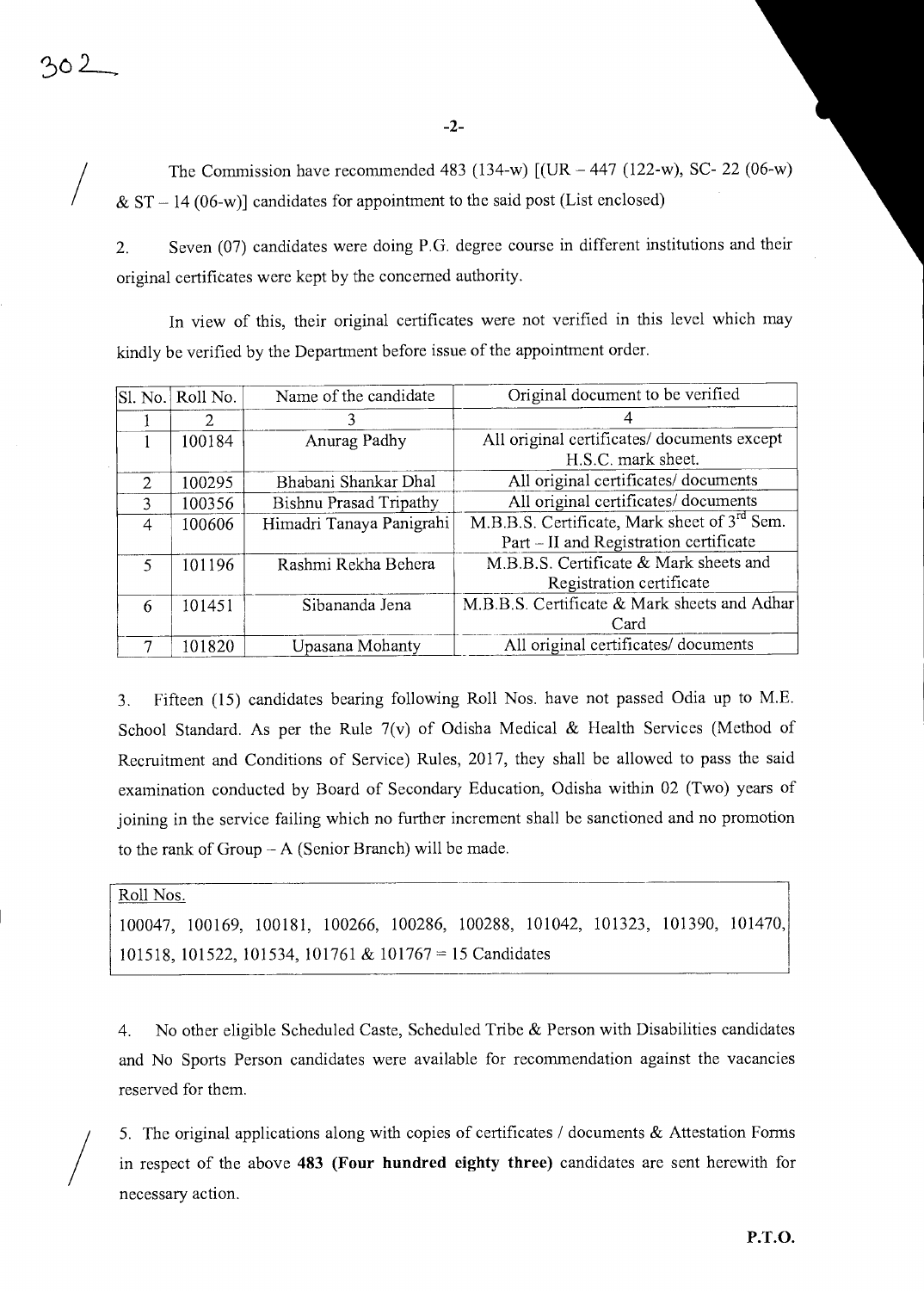The Commission have recommended 483 (134-w) [(UR – 447 (122-w), SC- 22 (06-w) & ST – 14 (06-w)] candidates for appointment to the said post (List enclosed)

2. Seven (07) candidates were doing P.G. degree course in different institutions and their original certificates were kept by the concerned authority.

In view of this, their original certificates were not verified in this level which may kindly be verified by the Department before issue of the appointment order.

| Sl. No. | Roll No. | Name of the candidate | Original document to be verified |
|---|---|---|---|
| 1 | 2 | 3 | 4 |
| 1 | 100184 | Anurag Padhy | All original certificates/ documents except H.S.C. mark sheet. |
| 2 | 100295 | Bhabani Shankar Dhal | All original certificates/ documents |
| 3 | 100356 | Bishnu Prasad Tripathy | All original certificates/ documents |
| 4 | 100606 | Himadri Tanaya Panigrahi | M.B.B.S. Certificate, Mark sheet of 3rd Sem. Part – II and Registration certificate |
| 5 | 101196 | Rashmi Rekha Behera | M.B.B.S. Certificate & Mark sheets and Registration certificate |
| 6 | 101451 | Sibananda Jena | M.B.B.S. Certificate & Mark sheets and Adhar Card |
| 7 | 101820 | Upasana Mohanty | All original certificates/ documents |

3. Fifteen (15) candidates bearing following Roll Nos. have not passed Odia up to M.E. School Standard. As per the Rule 7(v) of Odisha Medical & Health Services (Method of Recruitment and Conditions of Service) Rules, 2017, they shall be allowed to pass the said examination conducted by Board of Secondary Education, Odisha within 02 (Two) years of joining in the service failing which no further increment shall be sanctioned and no promotion to the rank of Group – A (Senior Branch) will be made.

Roll Nos.

100047, 100169, 100181, 100266, 100286, 100288, 101042, 101323, 101390, 101470, 101518, 101522, 101534, 101761 & 101767 = 15 Candidates

4. No other eligible Scheduled Caste, Scheduled Tribe & Person with Disabilities candidates and No Sports Person candidates were available for recommendation against the vacancies reserved for them.

5. The original applications along with copies of certificates / documents & Attestation Forms in respect of the above **483 (Four hundred eighty three)** candidates are sent herewith for necessary action.

**P.T.O.**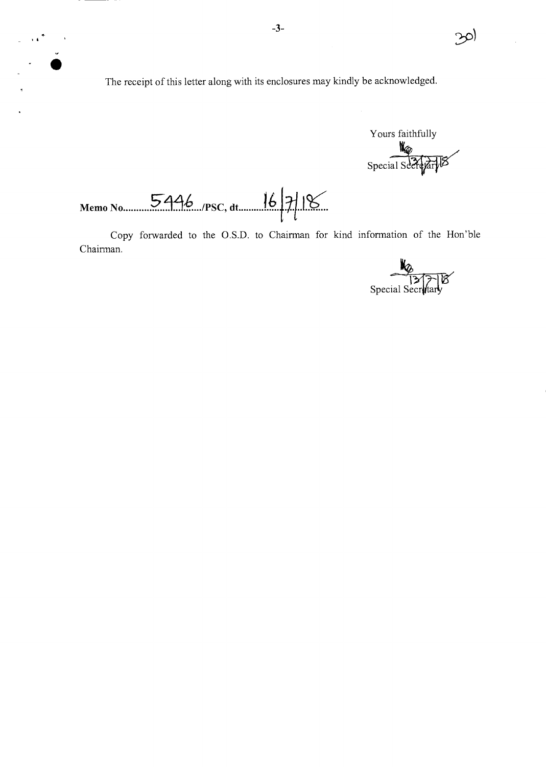The receipt of this letter along with its enclosures may kindly be acknowledged.

Yours faithfully

Special Secretary 13/7/18

**Memo No.** 5446 **/PSC, dt.** 16/7/18

Copy forwarded to the O.S.D. to Chairman for kind information of the Hon'ble Chairman.

13/7/18
Special Secretary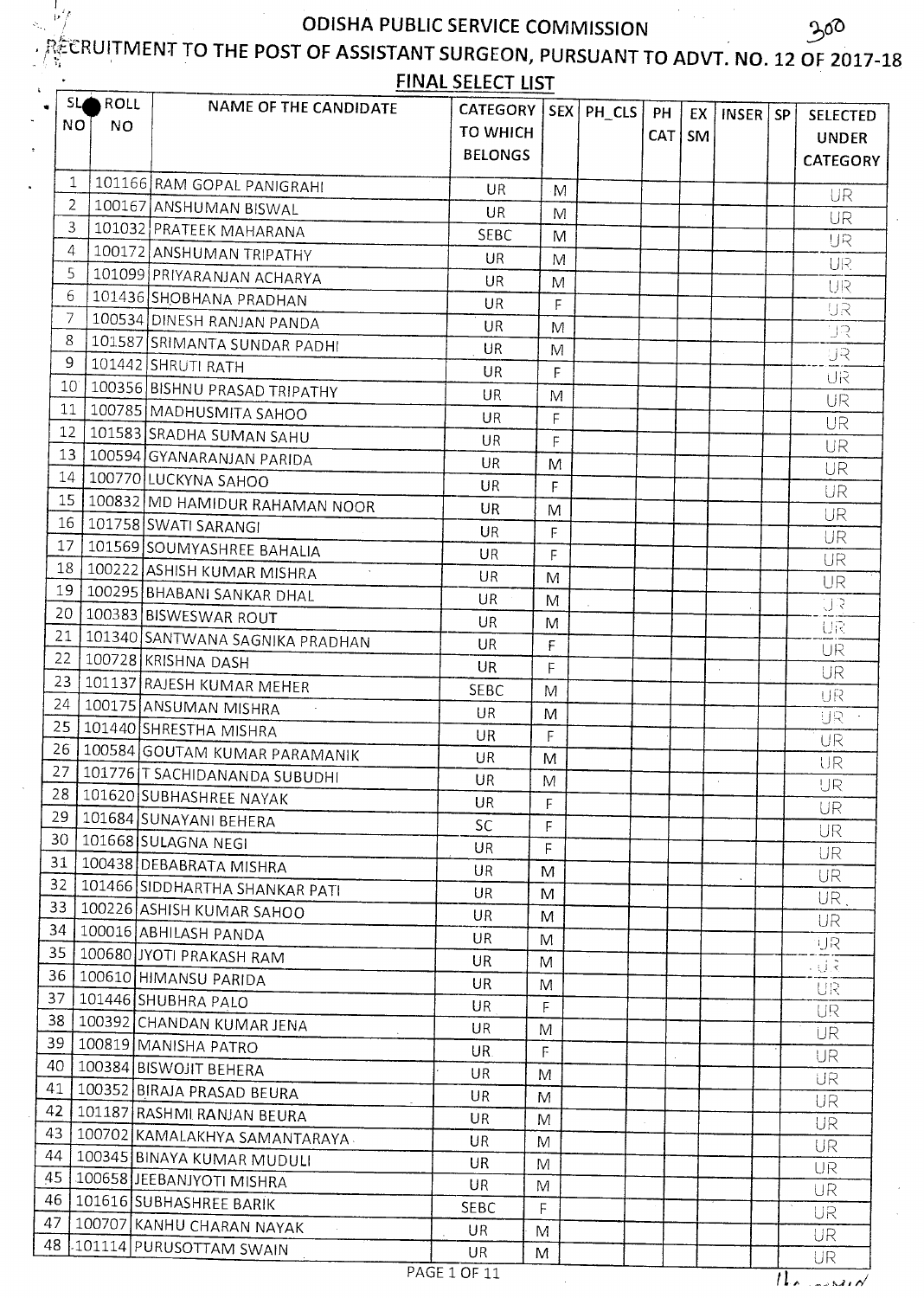# ODISHA PUBLIC SERVICE COMMISSION

## RECRUITMENT TO THE POST OF ASSISTANT SURGEON, PURSUANT TO ADVT. NO. 12 OF 2017-18

### FINAL SELECT LIST

| SL NO | ROLL NO | NAME OF THE CANDIDATE | CATEGORY TO WHICH BELONGS | SEX | PH_CLS | PH CAT | EX SM | INSER | SP | SELECTED UNDER CATEGORY |
|---|---|---|---|---|---|---|---|---|---|---|
| 1 | 101166 | RAM GOPAL PANIGRAHI | UR | M | | | | | | UR |
| 2 | 100167 | ANSHUMAN BISWAL | UR | M | | | | | | UR |
| 3 | 101032 | PRATEEK MAHARANA | SEBC | M | | | | | | UR |
| 4 | 100172 | ANSHUMAN TRIPATHY | UR | M | | | | | | UR |
| 5 | 101099 | PRIYARANJAN ACHARYA | UR | M | | | | | | UR |
| 6 | 101436 | SHOBHANA PRADHAN | UR | F | | | | | | UR |
| 7 | 100534 | DINESH RANJAN PANDA | UR | M | | | | | | UR |
| 8 | 101587 | SRIMANTA SUNDAR PADHI | UR | M | | | | | | UR |
| 9 | 101442 | SHRUTI RATH | UR | F | | | | | | UR |
| 10 | 100356 | BISHNU PRASAD TRIPATHY | UR | M | | | | | | UR |
| 11 | 100785 | MADHUSMITA SAHOO | UR | F | | | | | | UR |
| 12 | 101583 | SRADHA SUMAN SAHU | UR | F | | | | | | UR |
| 13 | 100594 | GYANARANJAN PARIDA | UR | M | | | | | | UR |
| 14 | 100770 | LUCKYNA SAHOO | UR | F | | | | | | UR |
| 15 | 100832 | MD HAMIDUR RAHAMAN NOOR | UR | M | | | | | | UR |
| 16 | 101758 | SWATI SARANGI | UR | F | | | | | | UR |
| 17 | 101569 | SOUMYASHREE BAHALIA | UR | F | | | | | | UR |
| 18 | 100222 | ASHISH KUMAR MISHRA | UR | M | | | | | | UR |
| 19 | 100295 | BHABANI SANKAR DHAL | UR | M | | | | | | UR |
| 20 | 100383 | BISWESWAR ROUT | UR | M | | | | | | UR |
| 21 | 101340 | SANTWANA SAGNIKA PRADHAN | UR | F | | | | | | UR |
| 22 | 100728 | KRISHNA DASH | UR | F | | | | | | UR |
| 23 | 101137 | RAJESH KUMAR MEHER | SEBC | M | | | | | | UR |
| 24 | 100175 | ANSUMAN MISHRA | UR | M | | | | | | UR |
| 25 | 101440 | SHRESTHA MISHRA | UR | F | | | | | | UR |
| 26 | 100584 | GOUTAM KUMAR PARAMANIK | UR | M | | | | | | UR |
| 27 | 101776 | T SACHIDANANDA SUBUDHI | UR | M | | | | | | UR |
| 28 | 101620 | SUBHASHREE NAYAK | UR | F | | | | | | UR |
| 29 | 101684 | SUNAYANI BEHERA | SC | F | | | | | | UR |
| 30 | 101668 | SULAGNA NEGI | UR | F | | | | | | UR |
| 31 | 100438 | DEBABRATA MISHRA | UR | M | | | | | | UR |
| 32 | 101466 | SIDDHARTHA SHANKAR PATI | UR | M | | | | | | UR |
| 33 | 100226 | ASHISH KUMAR SAHOO | UR | M | | | | | | UR |
| 34 | 100016 | ABHILASH PANDA | UR | M | | | | | | UR |
| 35 | 100680 | JYOTI PRAKASH RAM | UR | M | | | | | | UR |
| 36 | 100610 | HIMANSU PARIDA | UR | M | | | | | | UR |
| 37 | 101446 | SHUBHRA PALO | UR | F | | | | | | UR |
| 38 | 100392 | CHANDAN KUMAR JENA | UR | M | | | | | | UR |
| 39 | 100819 | MANISHA PATRO | UR | F | | | | | | UR |
| 40 | 100384 | BISWOJIT BEHERA | UR | M | | | | | | UR |
| 41 | 100352 | BIRAJA PRASAD BEURA | UR | M | | | | | | UR |
| 42 | 101187 | RASHMI RANJAN BEURA | UR | M | | | | | | UR |
| 43 | 100702 | KAMALAKHYA SAMANTARAYA | UR | M | | | | | | UR |
| 44 | 100345 | BINAYA KUMAR MUDULI | UR | M | | | | | | UR |
| 45 | 100658 | JEEBANJYOTI MISHRA | UR | M | | | | | | UR |
| 46 | 101616 | SUBHASHREE BARIK | SEBC | F | | | | | | UR |
| 47 | 100707 | KANHU CHARAN NAYAK | UR | M | | | | | | UR |
| 48 | 101114 | PURUSOTTAM SWAIN | UR | M | | | | | | UR |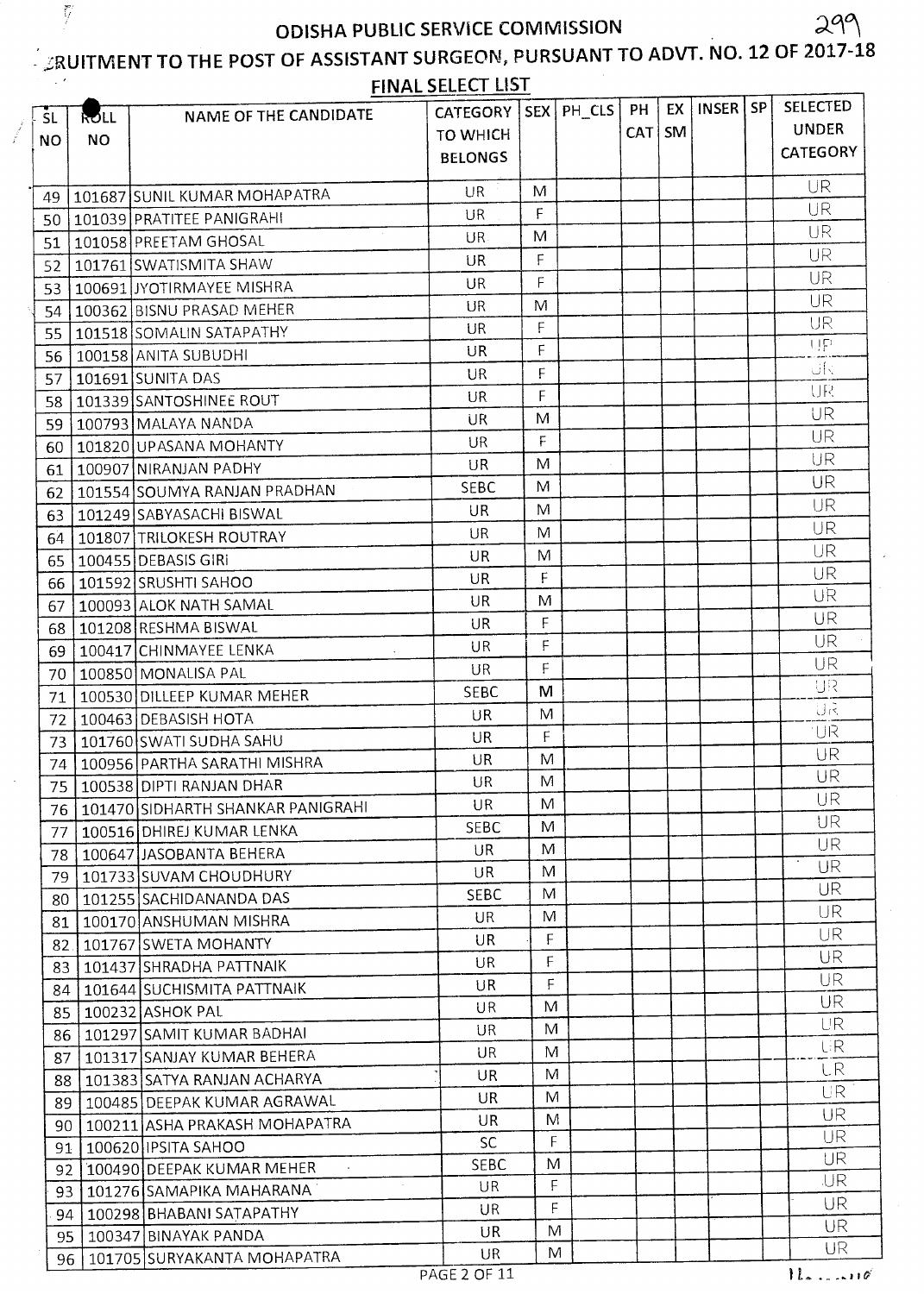## ODISHA PUBLIC SERVICE COMMISSION

## RECRUITMENT TO THE POST OF ASSISTANT SURGEON, PURSUANT TO ADVT. NO. 12 OF 2017-18

### FINAL SELECT LIST

| SL NO | ROLL NO | NAME OF THE CANDIDATE | CATEGORY TO WHICH BELONGS | SEX | PH_CLS | PH CAT | EX SM | INSER | SP | SELECTED UNDER CATEGORY |
|---|---|---|---|---|---|---|---|---|---|---|
| 49 | 101687 | SUNIL KUMAR MOHAPATRA | UR | M | | | | | | UR |
| 50 | 101039 | PRATITEE PANIGRAHI | UR | F | | | | | | UR |
| 51 | 101058 | PREETAM GHOSAL | UR | M | | | | | | UR |
| 52 | 101761 | SWATISMITA SHAW | UR | F | | | | | | UR |
| 53 | 100691 | JYOTIRMAYEE MISHRA | UR | F | | | | | | UR |
| 54 | 100362 | BISNU PRASAD MEHER | UR | M | | | | | | UR |
| 55 | 101518 | SOMALIN SATAPATHY | UR | F | | | | | | UR |
| 56 | 100158 | ANITA SUBUDHI | UR | F | | | | | | UR |
| 57 | 101691 | SUNITA DAS | UR | F | | | | | | UR |
| 58 | 101339 | SANTOSHINEE ROUT | UR | F | | | | | | UR |
| 59 | 100793 | MALAYA NANDA | UR | M | | | | | | UR |
| 60 | 101820 | UPASANA MOHANTY | UR | F | | | | | | UR |
| 61 | 100907 | NIRANJAN PADHY | UR | M | | | | | | UR |
| 62 | 101554 | SOUMYA RANJAN PRADHAN | SEBC | M | | | | | | UR |
| 63 | 101249 | SABYASACHI BISWAL | UR | M | | | | | | UR |
| 64 | 101807 | TRILOKESH ROUTRAY | UR | M | | | | | | UR |
| 65 | 100455 | DEBASIS GIRI | UR | M | | | | | | UR |
| 66 | 101592 | SRUSHTI SAHOO | UR | F | | | | | | UR |
| 67 | 100093 | ALOK NATH SAMAL | UR | M | | | | | | UR |
| 68 | 101208 | RESHMA BISWAL | UR | F | | | | | | UR |
| 69 | 100417 | CHINMAYEE LENKA | UR | F | | | | | | UR |
| 70 | 100850 | MONALISA PAL | UR | F | | | | | | UR |
| 71 | 100530 | DILLEEP KUMAR MEHER | SEBC | M | | | | | | UR |
| 72 | 100463 | DEBASISH HOTA | UR | M | | | | | | UR |
| 73 | 101760 | SWATI SUDHA SAHU | UR | F | | | | | | UR |
| 74 | 100956 | PARTHA SARATHI MISHRA | UR | M | | | | | | UR |
| 75 | 100538 | DIPTI RANJAN DHAR | UR | M | | | | | | UR |
| 76 | 101470 | SIDHARTH SHANKAR PANIGRAHI | UR | M | | | | | | UR |
| 77 | 100516 | DHIREJ KUMAR LENKA | SEBC | M | | | | | | UR |
| 78 | 100647 | JASOBANTA BEHERA | UR | M | | | | | | UR |
| 79 | 101733 | SUVAM CHOUDHURY | UR | M | | | | | | UR |
| 80 | 101255 | SACHIDANANDA DAS | SEBC | M | | | | | | UR |
| 81 | 100170 | ANSHUMAN MISHRA | UR | M | | | | | | UR |
| 82 | 101767 | SWETA MOHANTY | UR | F | | | | | | UR |
| 83 | 101437 | SHRADHA PATTNAIK | UR | F | | | | | | UR |
| 84 | 101644 | SUCHISMITA PATTNAIK | UR | F | | | | | | UR |
| 85 | 100232 | ASHOK PAL | UR | M | | | | | | UR |
| 86 | 101297 | SAMIT KUMAR BADHAI | UR | M | | | | | | UR |
| 87 | 101317 | SANJAY KUMAR BEHERA | UR | M | | | | | | UR |
| 88 | 101383 | SATYA RANJAN ACHARYA | UR | M | | | | | | UR |
| 89 | 100485 | DEEPAK KUMAR AGRAWAL | UR | M | | | | | | UR |
| 90 | 100211 | ASHA PRAKASH MOHAPATRA | UR | M | | | | | | UR |
| 91 | 100620 | IPSITA SAHOO | SC | F | | | | | | UR |
| 92 | 100490 | DEEPAK KUMAR MEHER | SEBC | M | | | | | | UR |
| 93 | 101276 | SAMAPIKA MAHARANA | UR | F | | | | | | UR |
| 94 | 100298 | BHABANI SATAPATHY | UR | F | | | | | | UR |
| 95 | 100347 | BINAYAK PANDA | UR | M | | | | | | UR |
| 96 | 101705 | SURYAKANTA MOHAPATRA | UR | M | | | | | | UR |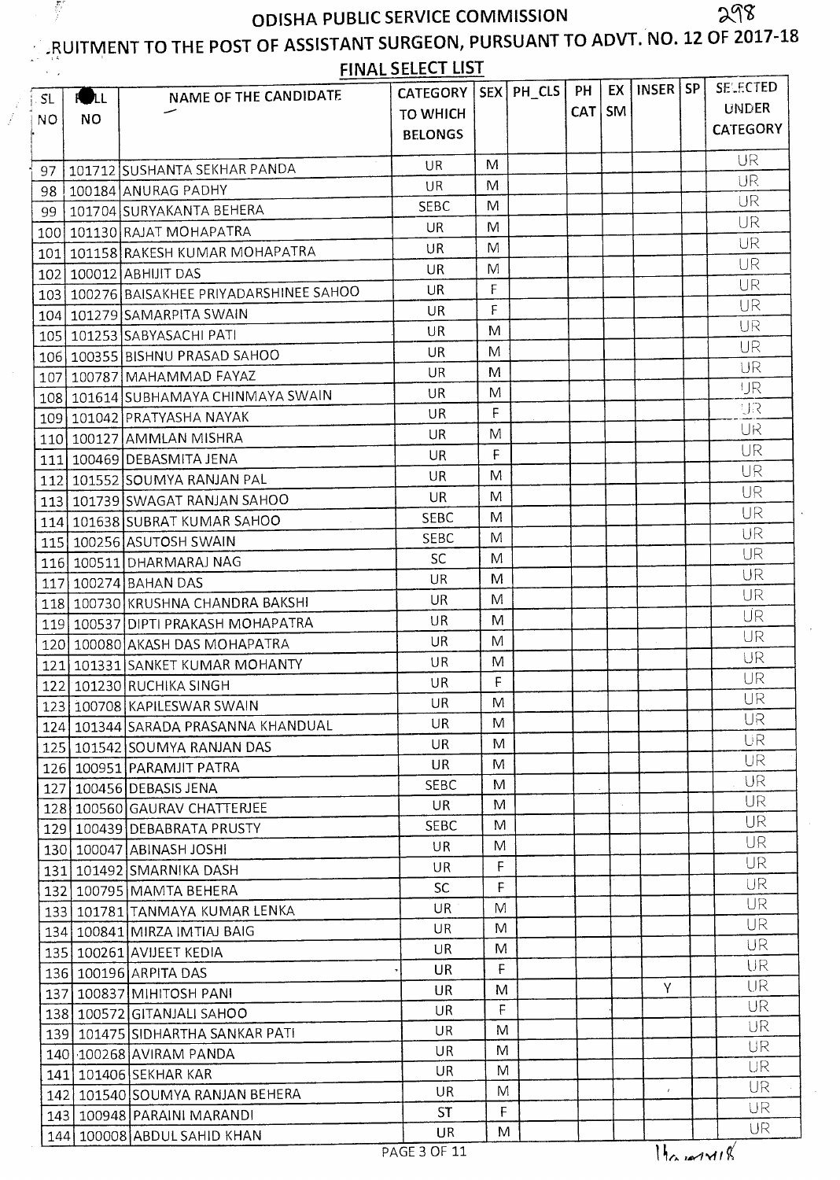# ODISHA PUBLIC SERVICE COMMISSION

## RECRUITMENT TO THE POST OF ASSISTANT SURGEON, PURSUANT TO ADVT. NO. 12 OF 2017-18

### FINAL SELECT LIST

| SL NO | ROLL NO | NAME OF THE CANDIDATE | CATEGORY TO WHICH BELONGS | SEX | PH_CLS | PH CAT | EX SM | INSER | SP | SELECTED UNDER CATEGORY |
|---|---|---|---|---|---|---|---|---|---|---|
| 97 | 101712 | SUSHANTA SEKHAR PANDA | UR | M | | | | | | UR |
| 98 | 100184 | ANURAG PADHY | UR | M | | | | | | UR |
| 99 | 101704 | SURYAKANTA BEHERA | SEBC | M | | | | | | UR |
| 100 | 101130 | RAJAT MOHAPATRA | UR | M | | | | | | UR |
| 101 | 101158 | RAKESH KUMAR MOHAPATRA | UR | M | | | | | | UR |
| 102 | 100012 | ABHIJIT DAS | UR | M | | | | | | UR |
| 103 | 100276 | BAISAKHEE PRIYADARSHINEE SAHOO | UR | F | | | | | | UR |
| 104 | 101279 | SAMARPITA SWAIN | UR | F | | | | | | UR |
| 105 | 101253 | SABYASACHI PATI | UR | M | | | | | | UR |
| 106 | 100355 | BISHNU PRASAD SAHOO | UR | M | | | | | | UR |
| 107 | 100787 | MAHAMMAD FAYAZ | UR | M | | | | | | UR |
| 108 | 101614 | SUBHAMAYA CHINMAYA SWAIN | UR | M | | | | | | UR |
| 109 | 101042 | PRATYASHA NAYAK | UR | F | | | | | | UR |
| 110 | 100127 | AMMLAN MISHRA | UR | M | | | | | | UR |
| 111 | 100469 | DEBASMITA JENA | UR | F | | | | | | UR |
| 112 | 101552 | SOUMYA RANJAN PAL | UR | M | | | | | | UR |
| 113 | 101739 | SWAGAT RANJAN SAHOO | UR | M | | | | | | UR |
| 114 | 101638 | SUBRAT KUMAR SAHOO | SEBC | M | | | | | | UR |
| 115 | 100256 | ASUTOSH SWAIN | SEBC | M | | | | | | UR |
| 116 | 100511 | DHARMARAJ NAG | SC | M | | | | | | UR |
| 117 | 100274 | BAHAN DAS | UR | M | | | | | | UR |
| 118 | 100730 | KRUSHNA CHANDRA BAKSHI | UR | M | | | | | | UR |
| 119 | 100537 | DIPTI PRAKASH MOHAPATRA | UR | M | | | | | | UR |
| 120 | 100080 | AKASH DAS MOHAPATRA | UR | M | | | | | | UR |
| 121 | 101331 | SANKET KUMAR MOHANTY | UR | M | | | | | | UR |
| 122 | 101230 | RUCHIKA SINGH | UR | F | | | | | | UR |
| 123 | 100708 | KAPILESWAR SWAIN | UR | M | | | | | | UR |
| 124 | 101344 | SARADA PRASANNA KHANDUAL | UR | M | | | | | | UR |
| 125 | 101542 | SOUMYA RANJAN DAS | UR | M | | | | | | UR |
| 126 | 100951 | PARAMJIT PATRA | UR | M | | | | | | UR |
| 127 | 100456 | DEBASIS JENA | SEBC | M | | | | | | UR |
| 128 | 100560 | GAURAV CHATTERJEE | UR | M | | | | | | UR |
| 129 | 100439 | DEBABRATA PRUSTY | SEBC | M | | | | | | UR |
| 130 | 100047 | ABINASH JOSHI | UR | M | | | | | | UR |
| 131 | 101492 | SMARNIKA DASH | UR | F | | | | | | UR |
| 132 | 100795 | MAMTA BEHERA | SC | F | | | | | | UR |
| 133 | 101781 | TANMAYA KUMAR LENKA | UR | M | | | | | | UR |
| 134 | 100841 | MIRZA IMTIAJ BAIG | UR | M | | | | | | UR |
| 135 | 100261 | AVIJEET KEDIA | UR | M | | | | | | UR |
| 136 | 100196 | ARPITA DAS | UR | F | | | | | | UR |
| 137 | 100837 | MIHITOSH PANI | UR | M | | | | Y | | UR |
| 138 | 100572 | GITANJALI SAHOO | UR | F | | | | | | UR |
| 139 | 101475 | SIDHARTHA SANKAR PATI | UR | M | | | | | | UR |
| 140 | 100268 | AVIRAM PANDA | UR | M | | | | | | UR |
| 141 | 101406 | SEKHAR KAR | UR | M | | | | | | UR |
| 142 | 101540 | SOUMYA RANJAN BEHERA | UR | M | | | | | | UR |
| 143 | 100948 | PARAINI MARANDI | ST | F | | | | | | UR |
| 144 | 100008 | ABDUL SAHID KHAN | UR | M | | | | | | UR |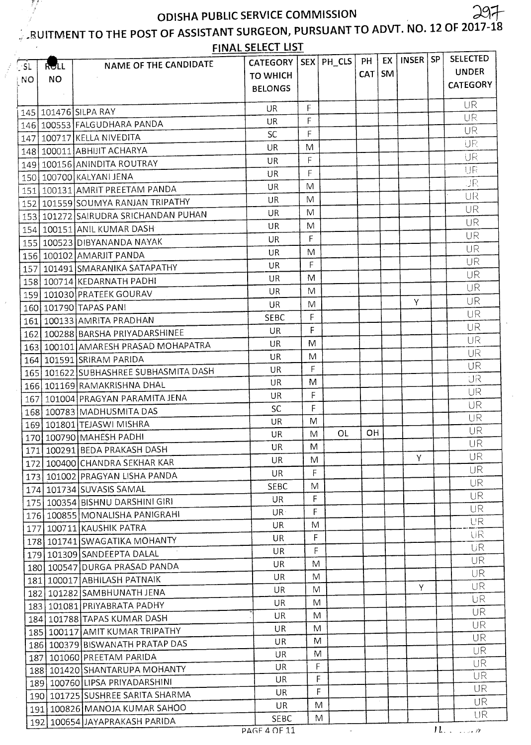# ODISHA PUBLIC SERVICE COMMISSION

## RECRUITMENT TO THE POST OF ASSISTANT SURGEON, PURSUANT TO ADVT. NO. 12 OF 2017-18

### FINAL SELECT LIST

| SL NO | ROLL NO | NAME OF THE CANDIDATE | CATEGORY TO WHICH BELONGS | SEX | PH_CLS | PH CAT | EX SM | INSER | SP | SELECTED UNDER CATEGORY |
|---|---|---|---|---|---|---|---|---|---|---|
| 145 | 101476 | SILPA RAY | UR | F | | | | | | UR |
| 146 | 100553 | FALGUDHARA PANDA | UR | F | | | | | | UR |
| 147 | 100717 | KELLA NIVEDITA | SC | F | | | | | | UR |
| 148 | 100011 | ABHIJIT ACHARYA | UR | M | | | | | | UR |
| 149 | 100156 | ANINDITA ROUTRAY | UR | F | | | | | | UR |
| 150 | 100700 | KALYANI JENA | UR | F | | | | | | UR |
| 151 | 100131 | AMRIT PREETAM PANDA | UR | M | | | | | | UR |
| 152 | 101559 | SOUMYA RANJAN TRIPATHY | UR | M | | | | | | UR |
| 153 | 101272 | SAIRUDRA SRICHANDAN PUHAN | UR | M | | | | | | UR |
| 154 | 100151 | ANIL KUMAR DASH | UR | M | | | | | | UR |
| 155 | 100523 | DIBYANANDA NAYAK | UR | F | | | | | | UR |
| 156 | 100102 | AMARJIT PANDA | UR | M | | | | | | UR |
| 157 | 101491 | SMARANIKA SATAPATHY | UR | F | | | | | | UR |
| 158 | 100714 | KEDARNATH PADHI | UR | M | | | | | | UR |
| 159 | 101030 | PRATEEK GOURAV | UR | M | | | | | | UR |
| 160 | 101790 | TAPAS PANI | UR | M | | | | Y | | UR |
| 161 | 100133 | AMRITA PRADHAN | SEBC | F | | | | | | UR |
| 162 | 100288 | BARSHA PRIYADARSHINEE | UR | F | | | | | | UR |
| 163 | 100101 | AMARESH PRASAD MOHAPATRA | UR | M | | | | | | UR |
| 164 | 101591 | SRIRAM PARIDA | UR | M | | | | | | UR |
| 165 | 101622 | SUBHASHREE SUBHASMITA DASH | UR | F | | | | | | UR |
| 166 | 101169 | RAMAKRISHNA DHAL | UR | M | | | | | | UR |
| 167 | 101004 | PRAGYAN PARAMITA JENA | UR | F | | | | | | UR |
| 168 | 100783 | MADHUSMITA DAS | SC | F | | | | | | UR |
| 169 | 101801 | TEJASWI MISHRA | UR | M | | | | | | UR |
| 170 | 100790 | MAHESH PADHI | UR | M | OL | OH | | | | UR |
| 171 | 100291 | BEDA PRAKASH DASH | UR | M | | | | | | UR |
| 172 | 100400 | CHANDRA SEKHAR KAR | UR | M | | | | Y | | UR |
| 173 | 101002 | PRAGYAN LISHA PANDA | UR | F | | | | | | UR |
| 174 | 101734 | SUVASIS SAMAL | SEBC | M | | | | | | UR |
| 175 | 100354 | BISHNU DARSHINI GIRI | UR | F | | | | | | UR |
| 176 | 100855 | MONALISHA PANIGRAHI | UR | F | | | | | | UR |
| 177 | 100711 | KAUSHIK PATRA | UR | M | | | | | | UR |
| 178 | 101741 | SWAGATIKA MOHANTY | UR | F | | | | | | UR |
| 179 | 101309 | SANDEEPTA DALAL | UR | F | | | | | | UR |
| 180 | 100547 | DURGA PRASAD PANDA | UR | M | | | | | | UR |
| 181 | 100017 | ABHILASH PATNAIK | UR | M | | | | | | UR |
| 182 | 101282 | SAMBHUNATH JENA | UR | M | | | | Y | | UR |
| 183 | 101081 | PRIYABRATA PADHY | UR | M | | | | | | UR |
| 184 | 101788 | TAPAS KUMAR DASH | UR | M | | | | | | UR |
| 185 | 100117 | AMIT KUMAR TRIPATHY | UR | M | | | | | | UR |
| 186 | 100379 | BISWANATH PRATAP DAS | UR | M | | | | | | UR |
| 187 | 101060 | PREETAM PARIDA | UR | M | | | | | | UR |
| 188 | 101420 | SHANTARUPA MOHANTY | UR | F | | | | | | UR |
| 189 | 100760 | LIPSA PRIYADARSHINI | UR | F | | | | | | UR |
| 190 | 101725 | SUSHREE SARITA SHARMA | UR | F | | | | | | UR |
| 191 | 100826 | MANOJA KUMAR SAHOO | UR | M | | | | | | UR |
| 192 | 100654 | JAYAPRAKASH PARIDA | SEBC | M | | | | | | UR |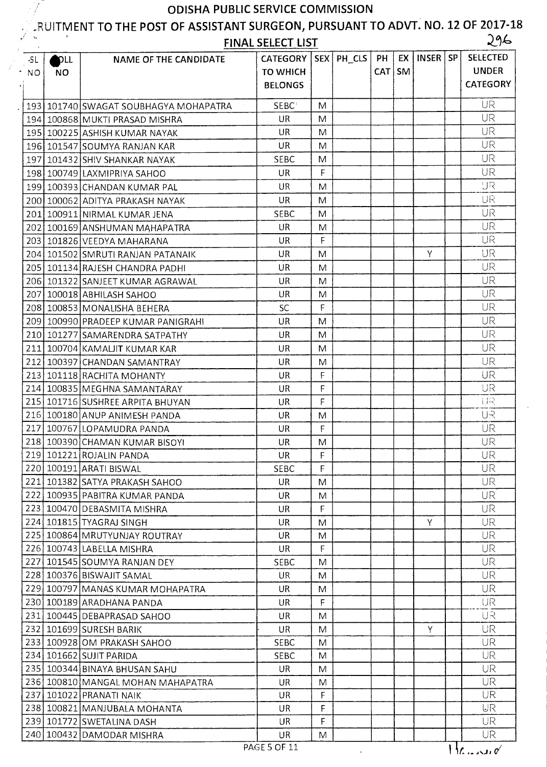# ODISHA PUBLIC SERVICE COMMISSION

## .RUITMENT TO THE POST OF ASSISTANT SURGEON, PURSUANT TO ADVT. NO. 12 OF 2017-18

### FINAL SELECT LIST

| SL NO | ROLL NO | NAME OF THE CANDIDATE | CATEGORY TO WHICH BELONGS | SEX | PH_CLS | PH CAT | EX SM | INSER | SP | SELECTED UNDER CATEGORY |
|---|---|---|---|---|---|---|---|---|---|---|
| 193 | 101740 | SWAGAT SOUBHAGYA MOHAPATRA | SEBC | M | | | | | | UR |
| 194 | 100868 | MUKTI PRASAD MISHRA | UR | M | | | | | | UR |
| 195 | 100225 | ASHISH KUMAR NAYAK | UR | M | | | | | | UR |
| 196 | 101547 | SOUMYA RANJAN KAR | UR | M | | | | | | UR |
| 197 | 101432 | SHIV SHANKAR NAYAK | SEBC | M | | | | | | UR |
| 198 | 100749 | LAXMIPRIYA SAHOO | UR | F | | | | | | UR |
| 199 | 100393 | CHANDAN KUMAR PAL | UR | M | | | | | | UR |
| 200 | 100062 | ADITYA PRAKASH NAYAK | UR | M | | | | | | UR |
| 201 | 100911 | NIRMAL KUMAR JENA | SEBC | M | | | | | | UR |
| 202 | 100169 | ANSHUMAN MAHAPATRA | UR | M | | | | | | UR |
| 203 | 101826 | VEEDYA MAHARANA | UR | F | | | | | | UR |
| 204 | 101502 | SMRUTI RANJAN PATANAIK | UR | M | | | | Y | | UR |
| 205 | 101134 | RAJESH CHANDRA PADHI | UR | M | | | | | | UR |
| 206 | 101322 | SANJEET KUMAR AGRAWAL | UR | M | | | | | | UR |
| 207 | 100018 | ABHILASH SAHOO | UR | M | | | | | | UR |
| 208 | 100853 | MONALISHA BEHERA | SC | F | | | | | | UR |
| 209 | 100990 | PRADEEP KUMAR PANIGRAHI | UR | M | | | | | | UR |
| 210 | 101277 | SAMARENDRA SATPATHY | UR | M | | | | | | UR |
| 211 | 100704 | KAMALJIT KUMAR KAR | UR | M | | | | | | UR |
| 212 | 100397 | CHANDAN SAMANTRAY | UR | M | | | | | | UR |
| 213 | 101118 | RACHITA MOHANTY | UR | F | | | | | | UR |
| 214 | 100835 | MEGHNA SAMANTARAY | UR | F | | | | | | UR |
| 215 | 101716 | SUSHREE ARPITA BHUYAN | UR | F | | | | | | UR |
| 216 | 100180 | ANUP ANIMESH PANDA | UR | M | | | | | | UR |
| 217 | 100767 | LOPAMUDRA PANDA | UR | F | | | | | | UR |
| 218 | 100390 | CHAMAN KUMAR BISOYI | UR | M | | | | | | UR |
| 219 | 101221 | ROJALIN PANDA | UR | F | | | | | | UR |
| 220 | 100191 | ARATI BISWAL | SEBC | F | | | | | | UR |
| 221 | 101382 | SATYA PRAKASH SAHOO | UR | M | | | | | | UR |
| 222 | 100935 | PABITRA KUMAR PANDA | UR | M | | | | | | UR |
| 223 | 100470 | DEBASMITA MISHRA | UR | F | | | | | | UR |
| 224 | 101815 | TYAGRAJ SINGH | UR | M | | | | Y | | UR |
| 225 | 100864 | MRUTYUNJAY ROUTRAY | UR | M | | | | | | UR |
| 226 | 100743 | LABELLA MISHRA | UR | F | | | | | | UR |
| 227 | 101545 | SOUMYA RANJAN DEY | SEBC | M | | | | | | UR |
| 228 | 100376 | BISWAJIT SAMAL | UR | M | | | | | | UR |
| 229 | 100797 | MANAS KUMAR MOHAPATRA | UR | M | | | | | | UR |
| 230 | 100189 | ARADHANA PANDA | UR | F | | | | | | UR |
| 231 | 100445 | DEBAPRASAD SAHOO | UR | M | | | | | | UR |
| 232 | 101699 | SURESH BARIK | UR | M | | | | Y | | UR |
| 233 | 100928 | OM PRAKASH SAHOO | SEBC | M | | | | | | UR |
| 234 | 101662 | SUJIT PARIDA | SEBC | M | | | | | | UR |
| 235 | 100344 | BINAYA BHUSAN SAHU | UR | M | | | | | | UR |
| 236 | 100810 | MANGAL MOHAN MAHAPATRA | UR | M | | | | | | UR |
| 237 | 101022 | PRANATI NAIK | UR | F | | | | | | UR |
| 238 | 100821 | MANJUBALA MOHANTA | UR | F | | | | | | UR |
| 239 | 101772 | SWETALINA DASH | UR | F | | | | | | UR |
| 240 | 100432 | DAMODAR MISHRA | UR | M | | | | | | UR |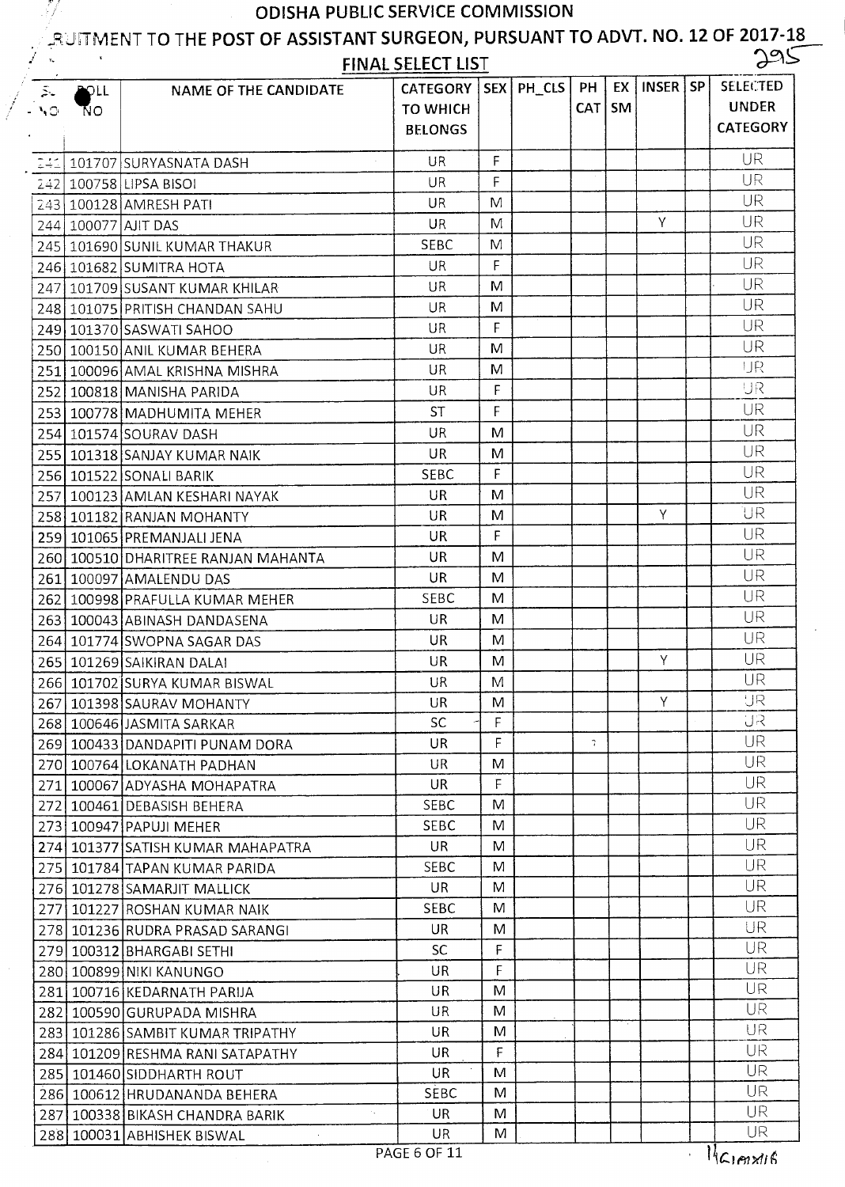# ODISHA PUBLIC SERVICE COMMISSION

## RECRUITMENT TO THE POST OF ASSISTANT SURGEON, PURSUANT TO ADVT. NO. 12 OF 2017-18

### FINAL SELECT LIST

| SL NO | ROLL NO | NAME OF THE CANDIDATE | CATEGORY TO WHICH BELONGS | SEX | PH_CLS | PH CAT | EX SM | INSER | SP | SELECTED UNDER CATEGORY |
|---|---|---|---|---|---|---|---|---|---|---|
| 241 | 101707 | SURYASNATA DASH | UR | F | | | | | | UR |
| 242 | 100758 | LIPSA BISOI | UR | F | | | | | | UR |
| 243 | 100128 | AMRESH PATI | UR | M | | | | | | UR |
| 244 | 100077 | AJIT DAS | UR | M | | | | Y | | UR |
| 245 | 101690 | SUNIL KUMAR THAKUR | SEBC | M | | | | | | UR |
| 246 | 101682 | SUMITRA HOTA | UR | F | | | | | | UR |
| 247 | 101709 | SUSANT KUMAR KHILAR | UR | M | | | | | | UR |
| 248 | 101075 | PRITISH CHANDAN SAHU | UR | M | | | | | | UR |
| 249 | 101370 | SASWATI SAHOO | UR | F | | | | | | UR |
| 250 | 100150 | ANIL KUMAR BEHERA | UR | M | | | | | | UR |
| 251 | 100096 | AMAL KRISHNA MISHRA | UR | M | | | | | | UR |
| 252 | 100818 | MANISHA PARIDA | UR | F | | | | | | UR |
| 253 | 100778 | MADHUMITA MEHER | ST | F | | | | | | UR |
| 254 | 101574 | SOURAV DASH | UR | M | | | | | | UR |
| 255 | 101318 | SANJAY KUMAR NAIK | UR | M | | | | | | UR |
| 256 | 101522 | SONALI BARIK | SEBC | F | | | | | | UR |
| 257 | 100123 | AMLAN KESHARI NAYAK | UR | M | | | | | | UR |
| 258 | 101182 | RANJAN MOHANTY | UR | M | | | | Y | | UR |
| 259 | 101065 | PREMANJALI JENA | UR | F | | | | | | UR |
| 260 | 100510 | DHARITREE RANJAN MAHANTA | UR | M | | | | | | UR |
| 261 | 100097 | AMALENDU DAS | UR | M | | | | | | UR |
| 262 | 100998 | PRAFULLA KUMAR MEHER | SEBC | M | | | | | | UR |
| 263 | 100043 | ABINASH DANDASENA | UR | M | | | | | | UR |
| 264 | 101774 | SWOPNA SAGAR DAS | UR | M | | | | | | UR |
| 265 | 101269 | SAIKIRAN DALAI | UR | M | | | | Y | | UR |
| 266 | 101702 | SURYA KUMAR BISWAL | UR | M | | | | | | UR |
| 267 | 101398 | SAURAV MOHANTY | UR | M | | | | Y | | UR |
| 268 | 100646 | JASMITA SARKAR | SC | F | | | | | | UR |
| 269 | 100433 | DANDAPITI PUNAM DORA | UR | F | | | | | | UR |
| 270 | 100764 | LOKANATH PADHAN | UR | M | | | | | | UR |
| 271 | 100067 | ADYASHA MOHAPATRA | UR | F | | | | | | UR |
| 272 | 100461 | DEBASISH BEHERA | SEBC | M | | | | | | UR |
| 273 | 100947 | PAPUJI MEHER | SEBC | M | | | | | | UR |
| 274 | 101377 | SATISH KUMAR MAHAPATRA | UR | M | | | | | | UR |
| 275 | 101784 | TAPAN KUMAR PARIDA | SEBC | M | | | | | | UR |
| 276 | 101278 | SAMARJIT MALLICK | UR | M | | | | | | UR |
| 277 | 101227 | ROSHAN KUMAR NAIK | SEBC | M | | | | | | UR |
| 278 | 101236 | RUDRA PRASAD SARANGI | UR | M | | | | | | UR |
| 279 | 100312 | BHARGABI SETHI | SC | F | | | | | | UR |
| 280 | 100899 | NIKI KANUNGO | UR | F | | | | | | UR |
| 281 | 100716 | KEDARNATH PARIJA | UR | M | | | | | | UR |
| 282 | 100590 | GURUPADA MISHRA | UR | M | | | | | | UR |
| 283 | 101286 | SAMBIT KUMAR TRIPATHY | UR | M | | | | | | UR |
| 284 | 101209 | RESHMA RANI SATAPATHY | UR | F | | | | | | UR |
| 285 | 101460 | SIDDHARTH ROUT | UR | M | | | | | | UR |
| 286 | 100612 | HRUDANANDA BEHERA | SEBC | M | | | | | | UR |
| 287 | 100338 | BIKASH CHANDRA BARIK | UR | M | | | | | | UR |
| 288 | 100031 | ABHISHEK BISWAL | UR | M | | | | | | UR |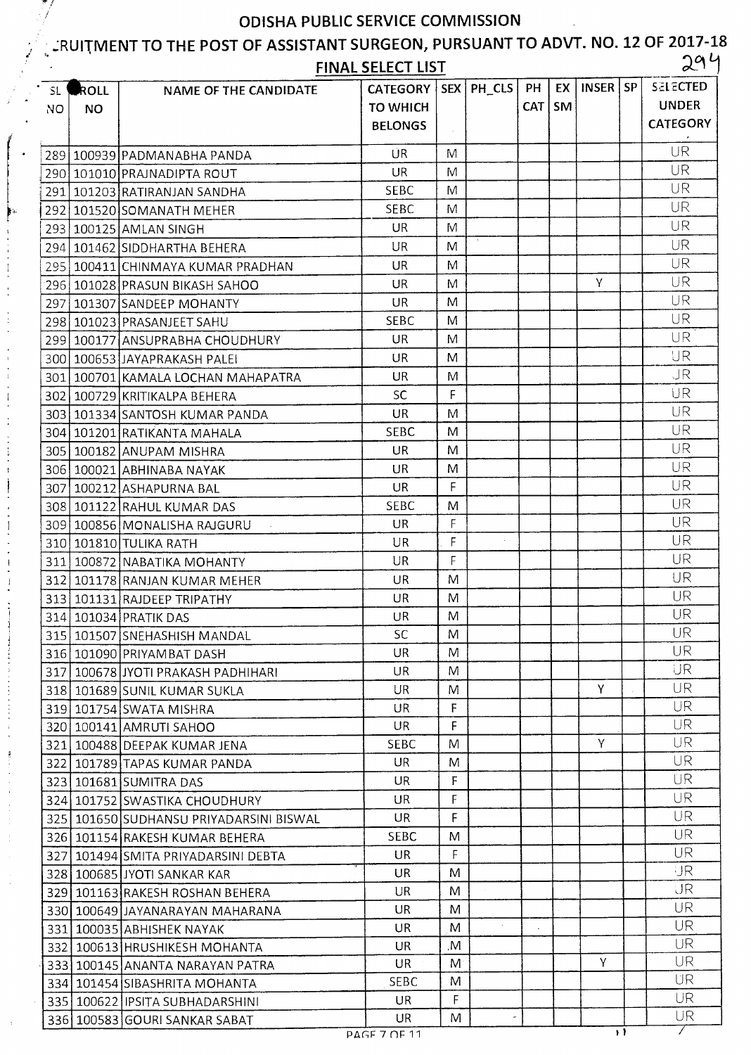# ODISHA PUBLIC SERVICE COMMISSION

## RECRUITMENT TO THE POST OF ASSISTANT SURGEON, PURSUANT TO ADVT. NO. 12 OF 2017-18

### FINAL SELECT LIST

| SL NO | ROLL NO | NAME OF THE CANDIDATE | CATEGORY TO WHICH BELONGS | SEX | PH_CLS | PH CAT | EX SM | INSER | SP | SELECTED UNDER CATEGORY |
|---|---|---|---|---|---|---|---|---|---|---|
| 289 | 100939 | PADMANABHA PANDA | UR | M | | | | | | UR |
| 290 | 101010 | PRAJNADIPTA ROUT | UR | M | | | | | | UR |
| 291 | 101203 | RATIRANJAN SANDHA | SEBC | M | | | | | | UR |
| 292 | 101520 | SOMANATH MEHER | SEBC | M | | | | | | UR |
| 293 | 100125 | AMLAN SINGH | UR | M | | | | | | UR |
| 294 | 101462 | SIDDHARTHA BEHERA | UR | M | | | | | | UR |
| 295 | 100411 | CHINMAYA KUMAR PRADHAN | UR | M | | | | | | UR |
| 296 | 101028 | PRASUN BIKASH SAHOO | UR | M | | | | Y | | UR |
| 297 | 101307 | SANDEEP MOHANTY | UR | M | | | | | | UR |
| 298 | 101023 | PRASANJEET SAHU | SEBC | M | | | | | | UR |
| 299 | 100177 | ANSUPRABHA CHOUDHURY | UR | M | | | | | | UR |
| 300 | 100653 | JAYAPRAKASH PALEI | UR | M | | | | | | UR |
| 301 | 100701 | KAMALA LOCHAN MAHAPATRA | UR | M | | | | | | UR |
| 302 | 100729 | KRITIKALPA BEHERA | SC | F | | | | | | UR |
| 303 | 101334 | SANTOSH KUMAR PANDA | UR | M | | | | | | UR |
| 304 | 101201 | RATIKANTA MAHALA | SEBC | M | | | | | | UR |
| 305 | 100182 | ANUPAM MISHRA | UR | M | | | | | | UR |
| 306 | 100021 | ABHINABA NAYAK | UR | M | | | | | | UR |
| 307 | 100212 | ASHAPURNA BAL | UR | F | | | | | | UR |
| 308 | 101122 | RAHUL KUMAR DAS | SEBC | M | | | | | | UR |
| 309 | 100856 | MONALISHA RAJGURU | UR | F | | | | | | UR |
| 310 | 101810 | TULIKA RATH | UR | F | | | | | | UR |
| 311 | 100872 | NABATIKA MOHANTY | UR | F | | | | | | UR |
| 312 | 101178 | RANJAN KUMAR MEHER | UR | M | | | | | | UR |
| 313 | 101131 | RAJDEEP TRIPATHY | UR | M | | | | | | UR |
| 314 | 101034 | PRATIK DAS | UR | M | | | | | | UR |
| 315 | 101507 | SNEHASHISH MANDAL | SC | M | | | | | | UR |
| 316 | 101090 | PRIYAMBAT DASH | UR | M | | | | | | UR |
| 317 | 100678 | JYOTI PRAKASH PADHIHARI | UR | M | | | | | | UR |
| 318 | 101689 | SUNIL KUMAR SUKLA | UR | M | | | | Y | | UR |
| 319 | 101754 | SWATA MISHRA | UR | F | | | | | | UR |
| 320 | 100141 | AMRUTI SAHOO | UR | F | | | | | | UR |
| 321 | 100488 | DEEPAK KUMAR JENA | SEBC | M | | | | Y | | UR |
| 322 | 101789 | TAPAS KUMAR PANDA | UR | M | | | | | | UR |
| 323 | 101681 | SUMITRA DAS | UR | F | | | | | | UR |
| 324 | 101752 | SWASTIKA CHOUDHURY | UR | F | | | | | | UR |
| 325 | 101650 | SUDHANSU PRIYADARSINI BISWAL | UR | F | | | | | | UR |
| 326 | 101154 | RAKESH KUMAR BEHERA | SEBC | M | | | | | | UR |
| 327 | 101494 | SMITA PRIYADARSINI DEBTA | UR | F | | | | | | UR |
| 328 | 100685 | JYOTI SANKAR KAR | UR | M | | | | | | UR |
| 329 | 101163 | RAKESH ROSHAN BEHERA | UR | M | | | | | | UR |
| 330 | 100649 | JAYANARAYAN MAHARANA | UR | M | | | | | | UR |
| 331 | 100035 | ABHISHEK NAYAK | UR | M | | | | | | UR |
| 332 | 100613 | HRUSHIKESH MOHANTA | UR | M | | | | | | UR |
| 333 | 100145 | ANANTA NARAYAN PATRA | UR | M | | | | Y | | UR |
| 334 | 101454 | SIBASHRITA MOHANTA | SEBC | M | | | | | | UR |
| 335 | 100622 | IPSITA SUBHADARSHINI | UR | F | | | | | | UR |
| 336 | 100583 | GOURI SANKAR SABAT | UR | M | | | | | | UR |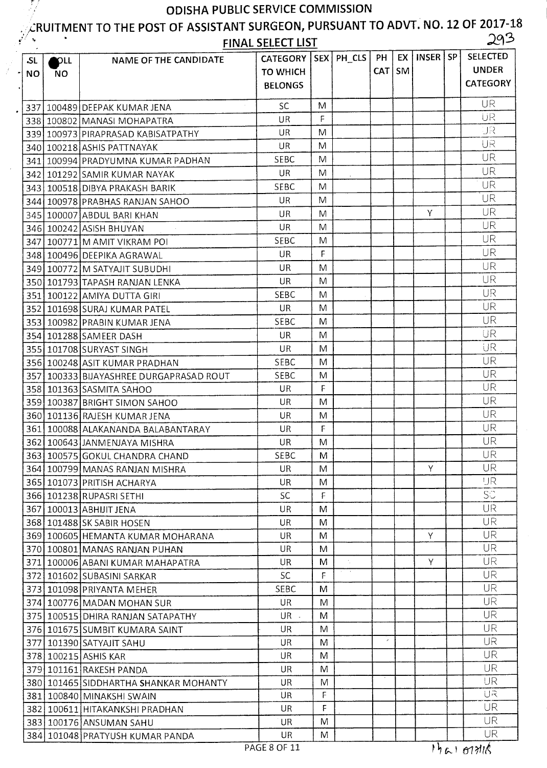# ODISHA PUBLIC SERVICE COMMISSION

## RECRUITMENT TO THE POST OF ASSISTANT SURGEON, PURSUANT TO ADVT. NO. 12 OF 2017-18

### FINAL SELECT LIST

| SL NO | ROLL NO | NAME OF THE CANDIDATE | CATEGORY TO WHICH BELONGS | SEX | PH_CLS | PH CAT | EX SM | INSER | SP | SELECTED UNDER CATEGORY |
|---|---|---|---|---|---|---|---|---|---|---|
| 337 | 100489 | DEEPAK KUMAR JENA | SC | M | | | | | | UR |
| 338 | 100802 | MANASI MOHAPATRA | UR | F | | | | | | UR |
| 339 | 100973 | PIRAPRASAD KABISATPATHY | UR | M | | | | | | UR |
| 340 | 100218 | ASHIS PATTNAYAK | UR | M | | | | | | UR |
| 341 | 100994 | PRADYUMNA KUMAR PADHAN | SEBC | M | | | | | | UR |
| 342 | 101292 | SAMIR KUMAR NAYAK | UR | M | | | | | | UR |
| 343 | 100518 | DIBYA PRAKASH BARIK | SEBC | M | | | | | | UR |
| 344 | 100978 | PRABHAS RANJAN SAHOO | UR | M | | | | | | UR |
| 345 | 100007 | ABDUL BARI KHAN | UR | M | | | | Y | | UR |
| 346 | 100242 | ASISH BHUYAN | UR | M | | | | | | UR |
| 347 | 100771 | M AMIT VIKRAM POI | SEBC | M | | | | | | UR |
| 348 | 100496 | DEEPIKA AGRAWAL | UR | F | | | | | | UR |
| 349 | 100772 | M SATYAJIT SUBUDHI | UR | M | | | | | | UR |
| 350 | 101793 | TAPASH RANJAN LENKA | UR | M | | | | | | UR |
| 351 | 100122 | AMIYA DUTTA GIRI | SEBC | M | | | | | | UR |
| 352 | 101698 | SURAJ KUMAR PATEL | UR | M | | | | | | UR |
| 353 | 100982 | PRABIN KUMAR JENA | SEBC | M | | | | | | UR |
| 354 | 101288 | SAMEER DASH | UR | M | | | | | | UR |
| 355 | 101708 | SURYAST SINGH | UR | M | | | | | | UR |
| 356 | 100248 | ASIT KUMAR PRADHAN | SEBC | M | | | | | | UR |
| 357 | 100333 | BIJAYASHREE DURGAPRASAD ROUT | SEBC | M | | | | | | UR |
| 358 | 101363 | SASMITA SAHOO | UR | F | | | | | | UR |
| 359 | 100387 | BRIGHT SIMON SAHOO | UR | M | | | | | | UR |
| 360 | 101136 | RAJESH KUMAR JENA | UR | M | | | | | | UR |
| 361 | 100088 | ALAKANANDA BALABANTARAY | UR | F | | | | | | UR |
| 362 | 100643 | JANMENJAYA MISHRA | UR | M | | | | | | UR |
| 363 | 100575 | GOKUL CHANDRA CHAND | SEBC | M | | | | | | UR |
| 364 | 100799 | MANAS RANJAN MISHRA | UR | M | | | | Y | | UR |
| 365 | 101073 | PRITISH ACHARYA | UR | M | | | | | | UR |
| 366 | 101238 | RUPASRI SETHI | SC | F | | | | | | SC |
| 367 | 100013 | ABHIJIT JENA | UR | M | | | | | | UR |
| 368 | 101488 | SK SABIR HOSEN | UR | M | | | | | | UR |
| 369 | 100605 | HEMANTA KUMAR MOHARANA | UR | M | | | | Y | | UR |
| 370 | 100801 | MANAS RANJAN PUHAN | UR | M | | | | | | UR |
| 371 | 100006 | ABANI KUMAR MAHAPATRA | UR | M | | | | Y | | UR |
| 372 | 101602 | SUBASINI SARKAR | SC | F | | | | | | UR |
| 373 | 101098 | PRIYANTA MEHER | SEBC | M | | | | | | UR |
| 374 | 100776 | MADAN MOHAN SUR | UR | M | | | | | | UR |
| 375 | 100515 | DHIRA RANJAN SATAPATHY | UR | M | | | | | | UR |
| 376 | 101675 | SUMBIT KUMARA SAINT | UR | M | | | | | | UR |
| 377 | 101390 | SATYAJIT SAHU | UR | M | | | | | | UR |
| 378 | 100215 | ASHIS KAR | UR | M | | | | | | UR |
| 379 | 101161 | RAKESH PANDA | UR | M | | | | | | UR |
| 380 | 101465 | SIDDHARTHA SHANKAR MOHANTY | UR | M | | | | | | UR |
| 381 | 100840 | MINAKSHI SWAIN | UR | F | | | | | | UR |
| 382 | 100611 | HITAKANKSHI PRADHAN | UR | F | | | | | | UR |
| 383 | 100176 | ANSUMAN SAHU | UR | M | | | | | | UR |
| 384 | 101048 | PRATYUSH KUMAR PANDA | UR | M | | | | | | UR |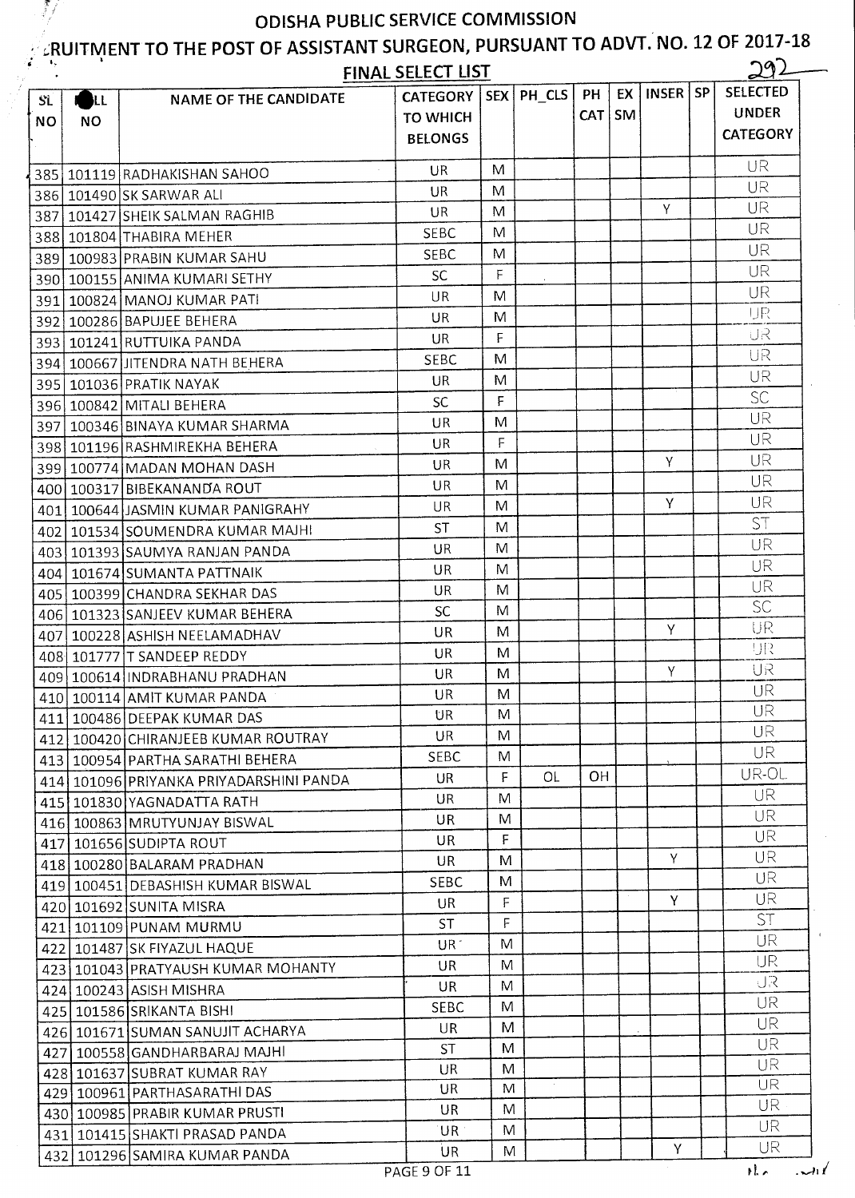# ODISHA PUBLIC SERVICE COMMISSION

## RECRUITMENT TO THE POST OF ASSISTANT SURGEON, PURSUANT TO ADVT. NO. 12 OF 2017-18

### FINAL SELECT LIST

| SL NO | ROLL NO | NAME OF THE CANDIDATE | CATEGORY TO WHICH BELONGS | SEX | PH_CLS | PH CAT | EX SM | INSER | SP | SELECTED UNDER CATEGORY |
|---|---|---|---|---|---|---|---|---|---|---|
| 385 | 101119 | RADHAKISHAN SAHOO | UR | M | | | | | | UR |
| 386 | 101490 | SK SARWAR ALI | UR | M | | | | | | UR |
| 387 | 101427 | SHEIK SALMAN RAGHIB | UR | M | | | | Y | | UR |
| 388 | 101804 | THABIRA MEHER | SEBC | M | | | | | | UR |
| 389 | 100983 | PRABIN KUMAR SAHU | SEBC | M | | | | | | UR |
| 390 | 100155 | ANIMA KUMARI SETHY | SC | F | | | | | | UR |
| 391 | 100824 | MANOJ KUMAR PATI | UR | M | | | | | | UR |
| 392 | 100286 | BAPUJEE BEHERA | UR | M | | | | | | UR |
| 393 | 101241 | RUTTUIKA PANDA | UR | F | | | | | | UR |
| 394 | 100667 | JITENDRA NATH BEHERA | SEBC | M | | | | | | UR |
| 395 | 101036 | PRATIK NAYAK | UR | M | | | | | | UR |
| 396 | 100842 | MITALI BEHERA | SC | F | | | | | | SC |
| 397 | 100346 | BINAYA KUMAR SHARMA | UR | M | | | | | | UR |
| 398 | 101196 | RASHMIREKHA BEHERA | UR | F | | | | | | UR |
| 399 | 100774 | MADAN MOHAN DASH | UR | M | | | | Y | | UR |
| 400 | 100317 | BIBEKANANDA ROUT | UR | M | | | | | | UR |
| 401 | 100644 | JASMIN KUMAR PANIGRAHY | UR | M | | | | Y | | UR |
| 402 | 101534 | SOUMENDRA KUMAR MAJHI | ST | M | | | | | | ST |
| 403 | 101393 | SAUMYA RANJAN PANDA | UR | M | | | | | | UR |
| 404 | 101674 | SUMANTA PATTNAIK | UR | M | | | | | | UR |
| 405 | 100399 | CHANDRA SEKHAR DAS | UR | M | | | | | | UR |
| 406 | 101323 | SANJEEV KUMAR BEHERA | SC | M | | | | | | SC |
| 407 | 100228 | ASHISH NEELAMADHAV | UR | M | | | | Y | | UR |
| 408 | 101777 | T SANDEEP REDDY | UR | M | | | | | | UR |
| 409 | 100614 | INDRABHANU PRADHAN | UR | M | | | | Y | | UR |
| 410 | 100114 | AMIT KUMAR PANDA | UR | M | | | | | | UR |
| 411 | 100486 | DEEPAK KUMAR DAS | UR | M | | | | | | UR |
| 412 | 100420 | CHIRANJEEB KUMAR ROUTRAY | UR | M | | | | | | UR |
| 413 | 100954 | PARTHA SARATHI BEHERA | SEBC | M | | | | | | UR |
| 414 | 101096 | PRIYANKA PRIYADARSHINI PANDA | UR | F | OL | OH | | | | UR-OL |
| 415 | 101830 | YAGNADATTA RATH | UR | M | | | | | | UR |
| 416 | 100863 | MRUTYUNJAY BISWAL | UR | M | | | | | | UR |
| 417 | 101656 | SUDIPTA ROUT | UR | F | | | | | | UR |
| 418 | 100280 | BALARAM PRADHAN | UR | M | | | | Y | | UR |
| 419 | 100451 | DEBASHISH KUMAR BISWAL | SEBC | M | | | | | | UR |
| 420 | 101692 | SUNITA MISRA | UR | F | | | | Y | | UR |
| 421 | 101109 | PUNAM MURMU | ST | F | | | | | | ST |
| 422 | 101487 | SK FIYAZUL HAQUE | UR | M | | | | | | UR |
| 423 | 101043 | PRATYAUSH KUMAR MOHANTY | UR | M | | | | | | UR |
| 424 | 100243 | ASISH MISHRA | UR | M | | | | | | UR |
| 425 | 101586 | SRIKANTA BISHI | SEBC | M | | | | | | UR |
| 426 | 101671 | SUMAN SANUJIT ACHARYA | UR | M | | | | | | UR |
| 427 | 100558 | GANDHARBARAJ MAJHI | ST | M | | | | | | UR |
| 428 | 101637 | SUBRAT KUMAR RAY | UR | M | | | | | | UR |
| 429 | 100961 | PARTHASARATHI DAS | UR | M | | | | | | UR |
| 430 | 100985 | PRABIR KUMAR PRUSTI | UR | M | | | | | | UR |
| 431 | 101415 | SHAKTI PRASAD PANDA | UR | M | | | | | | UR |
| 432 | 101296 | SAMIRA KUMAR PANDA | UR | M | | | | Y | | UR |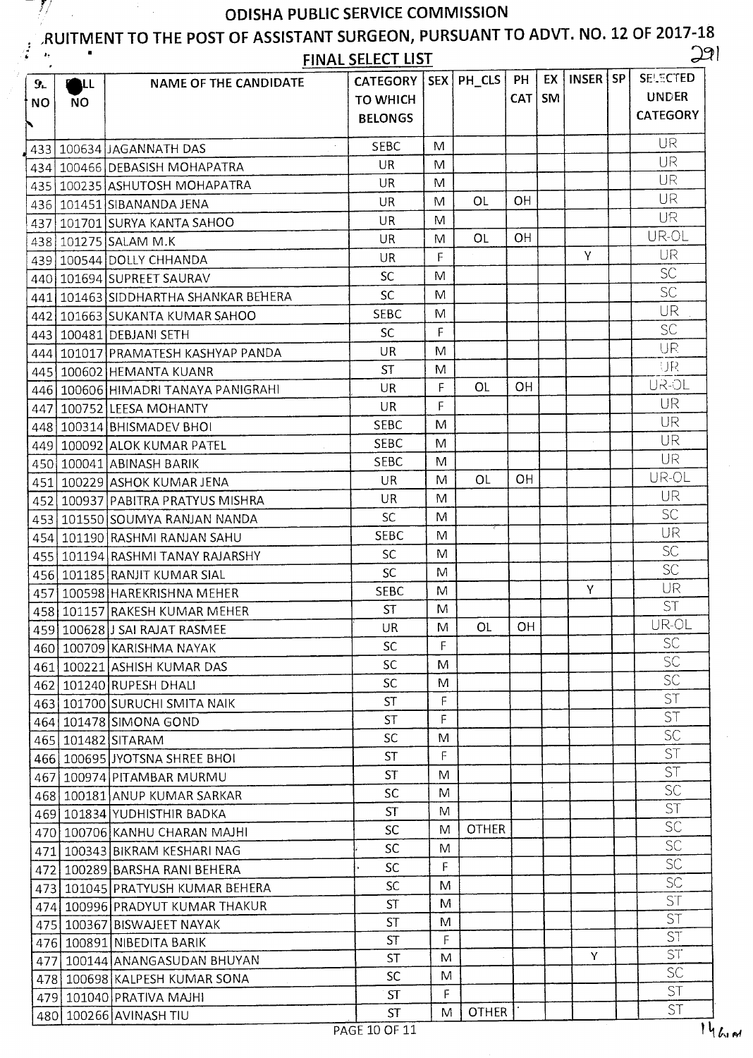# ODISHA PUBLIC SERVICE COMMISSION

## RUITMENT TO THE POST OF ASSISTANT SURGEON, PURSUANT TO ADVT. NO. 12 OF 2017-18

### FINAL SELECT LIST

| SL NO | ROLL NO | NAME OF THE CANDIDATE | CATEGORY TO WHICH BELONGS | SEX | PH_CLS | PH CAT | EX SM | INSER | SP | SELECTED UNDER CATEGORY |
|---|---|---|---|---|---|---|---|---|---|---|
| 433 | 100634 | JAGANNATH DAS | SEBC | M | | | | | | UR |
| 434 | 100466 | DEBASISH MOHAPATRA | UR | M | | | | | | UR |
| 435 | 100235 | ASHUTOSH MOHAPATRA | UR | M | | | | | | UR |
| 436 | 101451 | SIBANANDA JENA | UR | M | OL | OH | | | | UR |
| 437 | 101701 | SURYA KANTA SAHOO | UR | M | | | | | | UR |
| 438 | 101275 | SALAM M.K | UR | M | OL | OH | | | | UR-OL |
| 439 | 100544 | DOLLY CHHANDA | UR | F | | | | Y | | UR |
| 440 | 101694 | SUPREET SAURAV | SC | M | | | | | | SC |
| 441 | 101463 | SIDDHARTHA SHANKAR BEHERA | SC | M | | | | | | SC |
| 442 | 101663 | SUKANTA KUMAR SAHOO | SEBC | M | | | | | | UR |
| 443 | 100481 | DEBJANI SETH | SC | F | | | | | | SC |
| 444 | 101017 | PRAMATESH KASHYAP PANDA | UR | M | | | | | | UR |
| 445 | 100602 | HEMANTA KUANR | ST | M | | | | | | UR |
| 446 | 100606 | HIMADRI TANAYA PANIGRAHI | UR | F | OL | OH | | | | UR-OL |
| 447 | 100752 | LEESA MOHANTY | UR | F | | | | | | UR |
| 448 | 100314 | BHISMADEV BHOI | SEBC | M | | | | | | UR |
| 449 | 100092 | ALOK KUMAR PATEL | SEBC | M | | | | | | UR |
| 450 | 100041 | ABINASH BARIK | SEBC | M | | | | | | UR |
| 451 | 100229 | ASHOK KUMAR JENA | UR | M | OL | OH | | | | UR-OL |
| 452 | 100937 | PABITRA PRATYUS MISHRA | UR | M | | | | | | UR |
| 453 | 101550 | SOUMYA RANJAN NANDA | SC | M | | | | | | SC |
| 454 | 101190 | RASHMI RANJAN SAHU | SEBC | M | | | | | | UR |
| 455 | 101194 | RASHMI TANAY RAJARSHY | SC | M | | | | | | SC |
| 456 | 101185 | RANJIT KUMAR SIAL | SC | M | | | | | | SC |
| 457 | 100598 | HAREKRISHNA MEHER | SEBC | M | | | | Y | | UR |
| 458 | 101157 | RAKESH KUMAR MEHER | ST | M | | | | | | ST |
| 459 | 100628 | J SAI RAJAT RASMEE | UR | M | OL | OH | | | | UR-OL |
| 460 | 100709 | KARISHMA NAYAK | SC | F | | | | | | SC |
| 461 | 100221 | ASHISH KUMAR DAS | SC | M | | | | | | SC |
| 462 | 101240 | RUPESH DHALI | SC | M | | | | | | SC |
| 463 | 101700 | SURUCHI SMITA NAIK | ST | F | | | | | | ST |
| 464 | 101478 | SIMONA GOND | ST | F | | | | | | ST |
| 465 | 101482 | SITARAM | SC | M | | | | | | SC |
| 466 | 100695 | JYOTSNA SHREE BHOI | ST | F | | | | | | ST |
| 467 | 100974 | PITAMBAR MURMU | ST | M | | | | | | ST |
| 468 | 100181 | ANUP KUMAR SARKAR | SC | M | | | | | | SC |
| 469 | 101834 | YUDHISTHIR BADKA | ST | M | | | | | | ST |
| 470 | 100706 | KANHU CHARAN MAJHI | SC | M | OTHER | | | | | SC |
| 471 | 100343 | BIKRAM KESHARI NAG | SC | M | | | | | | SC |
| 472 | 100289 | BARSHA RANI BEHERA | SC | F | | | | | | SC |
| 473 | 101045 | PRATYUSH KUMAR BEHERA | SC | M | | | | | | SC |
| 474 | 100996 | PRADYUT KUMAR THAKUR | ST | M | | | | | | ST |
| 475 | 100367 | BISWAJEET NAYAK | ST | M | | | | | | ST |
| 476 | 100891 | NIBEDITA BARIK | ST | F | | | | | | ST |
| 477 | 100144 | ANANGASUDAN BHUYAN | ST | M | | | | Y | | ST |
| 478 | 100698 | KALPESH KUMAR SONA | SC | M | | | | | | SC |
| 479 | 101040 | PRATIVA MAJHI | ST | F | | | | | | ST |
| 480 | 100266 | AVINASH TIU | ST | M | OTHER | | | | | ST |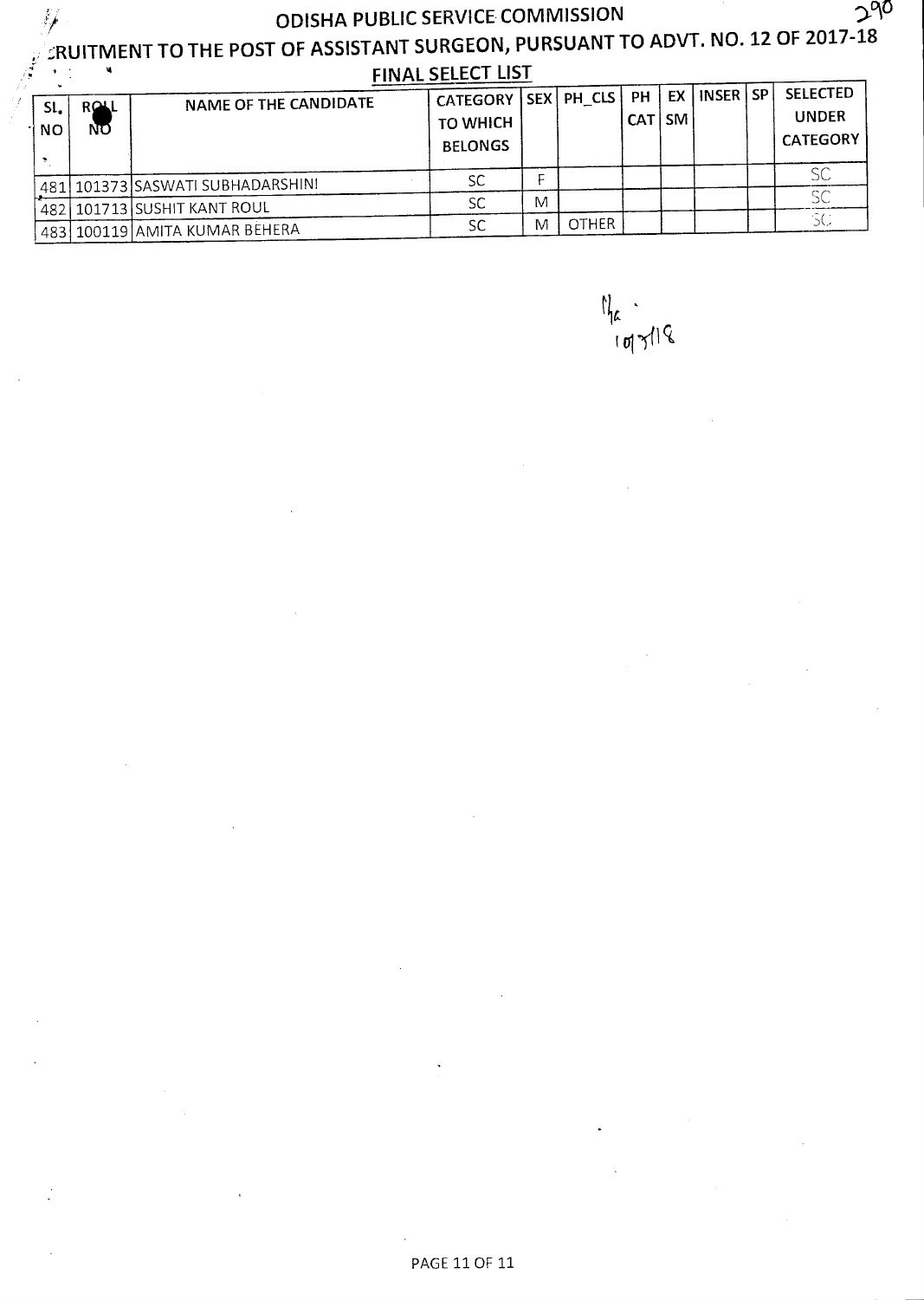# ODISHA PUBLIC SERVICE COMMISSION

## RECRUITMENT TO THE POST OF ASSISTANT SURGEON, PURSUANT TO ADVT. NO. 12 OF 2017-18

### FINAL SELECT LIST

| SI. NO | ROLL NO | NAME OF THE CANDIDATE | CATEGORY TO WHICH BELONGS | SEX | PH_CLS | PH CAT | EX SM | INSER | SP | SELECTED UNDER CATEGORY |
|---|---|---|---|---|---|---|---|---|---|---|
| 481 | 101373 | SASWATI SUBHADARSHINI | SC | F | | | | | | SC |
| 482 | 101713 | SUSHIT KANT ROUL | SC | M | | | | | | SC |
| 483 | 100119 | AMITA KUMAR BEHERA | SC | M | OTHER | | | | | SC |

10/7/18